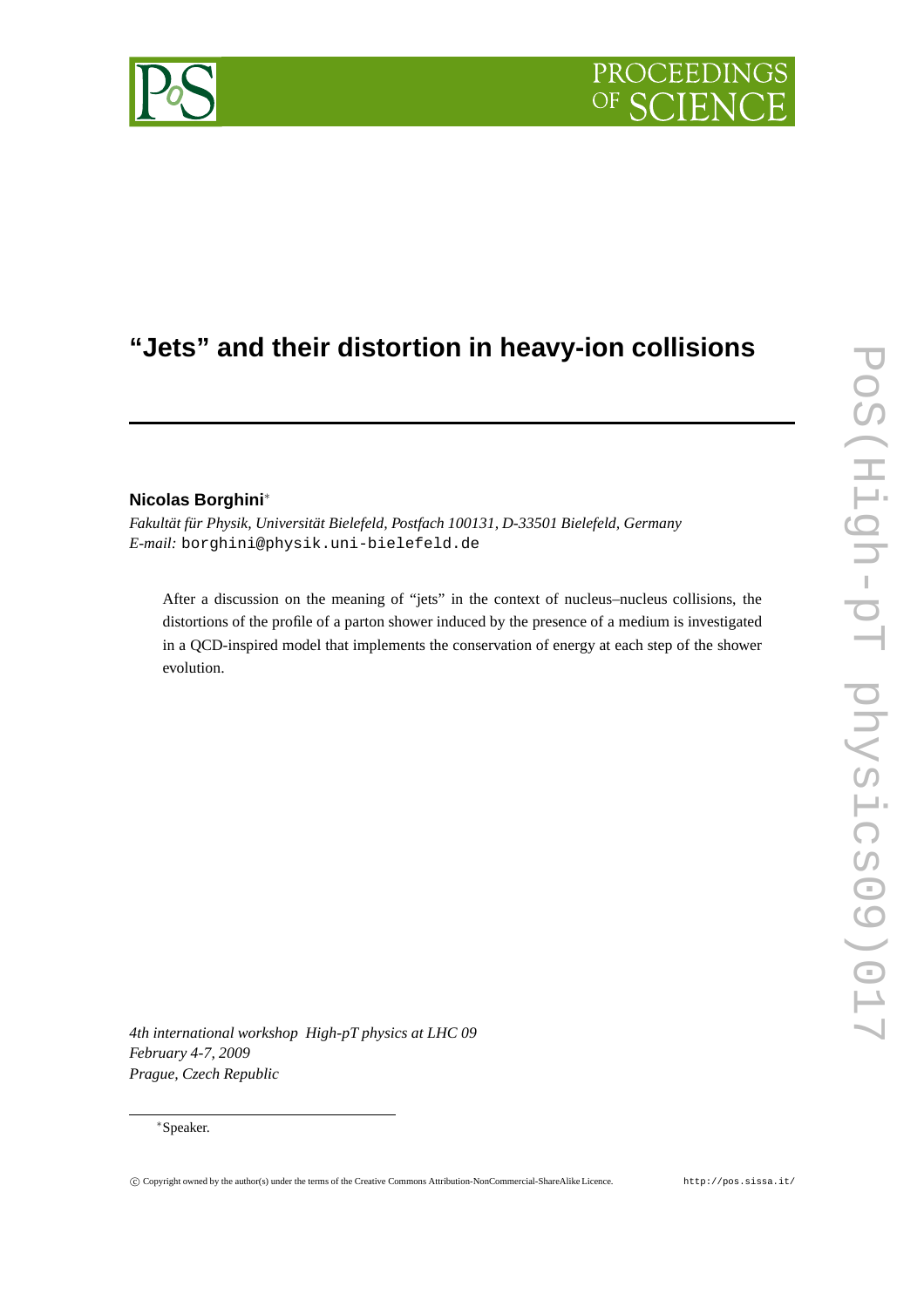# “Jets” and their distortion in heavy-ion collisions

**Nicolas Borghini***

*Fakultät für Physik, Universität Bielefeld, Postfach 100131, D-33501 Bielefeld, Germany*
*E-mail:* borghini@physik.uni-bielefeld.de

After a discussion on the meaning of “jets” in the context of nucleus–nucleus collisions, the distortions of the profile of a parton shower induced by the presence of a medium is investigated in a QCD-inspired model that implements the conservation of energy at each step of the shower evolution.

*4th international workshop High-pT physics at LHC 09*
*February 4-7, 2009*
*Prague, Czech Republic*

*Speaker.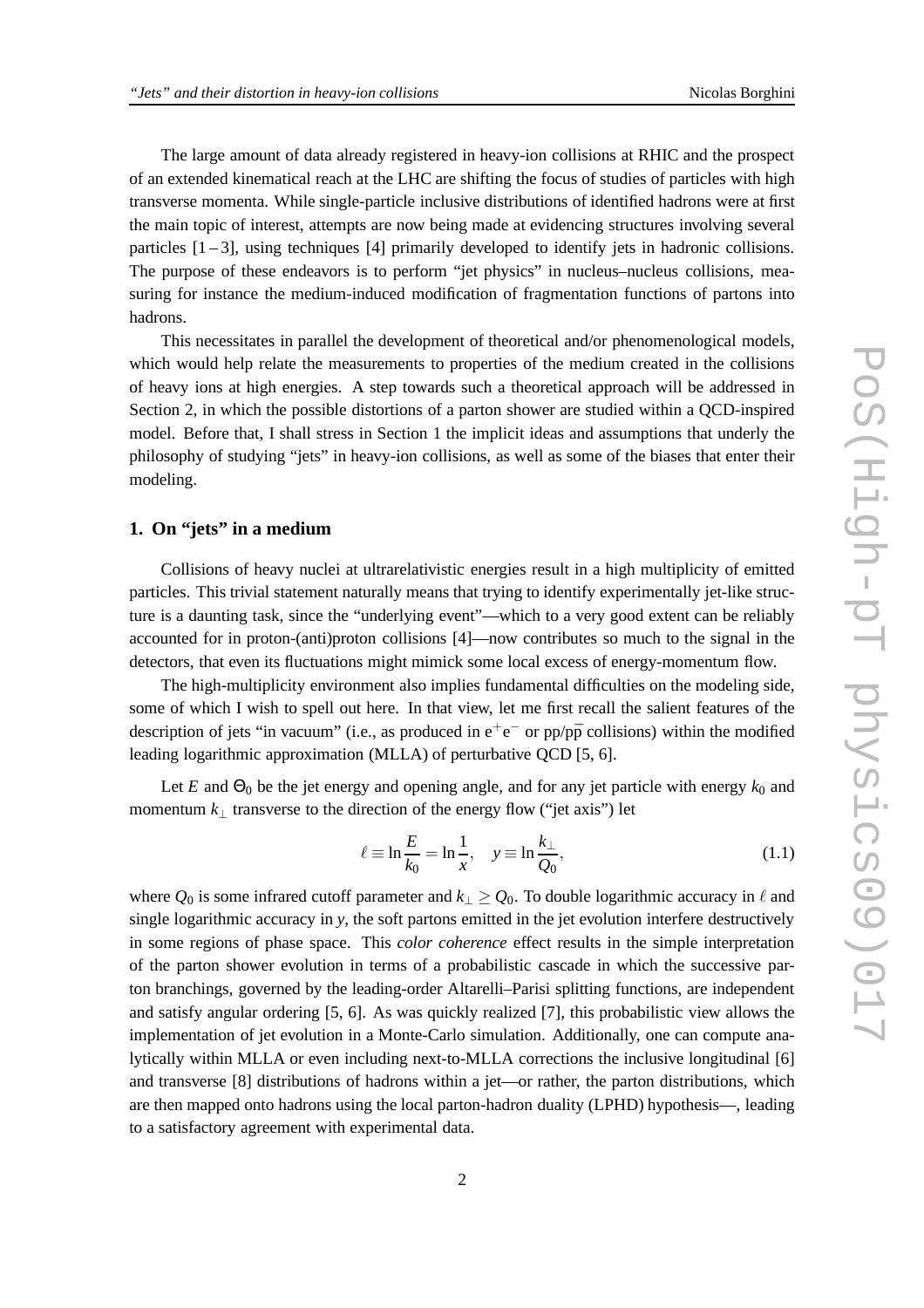The large amount of data already registered in heavy-ion collisions at RHIC and the prospect of an extended kinematical reach at the LHC are shifting the focus of studies of particles with high transverse momenta. While single-particle inclusive distributions of identified hadrons were at first the main topic of interest, attempts are now being made at evidencing structures involving several particles [1 – 3], using techniques [4] primarily developed to identify jets in hadronic collisions. The purpose of these endeavors is to perform "jet physics" in nucleus–nucleus collisions, measuring for instance the medium-induced modification of fragmentation functions of partons into hadrons.

This necessitates in parallel the development of theoretical and/or phenomenological models, which would help relate the measurements to properties of the medium created in the collisions of heavy ions at high energies. A step towards such a theoretical approach will be addressed in Section 2, in which the possible distortions of a parton shower are studied within a QCD-inspired model. Before that, I shall stress in Section 1 the implicit ideas and assumptions that underly the philosophy of studying "jets" in heavy-ion collisions, as well as some of the biases that enter their modeling.

## 1. On "jets" in a medium

Collisions of heavy nuclei at ultrarelativistic energies result in a high multiplicity of emitted particles. This trivial statement naturally means that trying to identify experimentally jet-like structure is a daunting task, since the "underlying event"—which to a very good extent can be reliably accounted for in proton-(anti)proton collisions [4]—now contributes so much to the signal in the detectors, that even its fluctuations might mimick some local excess of energy-momentum flow.

The high-multiplicity environment also implies fundamental difficulties on the modeling side, some of which I wish to spell out here. In that view, let me first recall the salient features of the description of jets "in vacuum" (i.e., as produced in $e^+e^-$ or pp/p$\bar{\text{p}}$ collisions) within the modified leading logarithmic approximation (MLLA) of perturbative QCD [5, 6].

Let $E$ and $\Theta_0$ be the jet energy and opening angle, and for any jet particle with energy $k_0$ and momentum $k_\perp$ transverse to the direction of the energy flow ("jet axis") let

$$\ell \equiv \ln \frac{E}{k_0} = \ln \frac{1}{x}, \quad y \equiv \ln \frac{k_\perp}{Q_0}, \tag{1.1}$$

where $Q_0$ is some infrared cutoff parameter and $k_\perp \geq Q_0$. To double logarithmic accuracy in $\ell$ and single logarithmic accuracy in $y$, the soft partons emitted in the jet evolution interfere destructively in some regions of phase space. This *color coherence* effect results in the simple interpretation of the parton shower evolution in terms of a probabilistic cascade in which the successive parton branchings, governed by the leading-order Altarelli–Parisi splitting functions, are independent and satisfy angular ordering [5, 6]. As was quickly realized [7], this probabilistic view allows the implementation of jet evolution in a Monte-Carlo simulation. Additionally, one can compute analytically within MLLA or even including next-to-MLLA corrections the inclusive longitudinal [6] and transverse [8] distributions of hadrons within a jet—or rather, the parton distributions, which are then mapped onto hadrons using the local parton-hadron duality (LPHD) hypothesis—, leading to a satisfactory agreement with experimental data.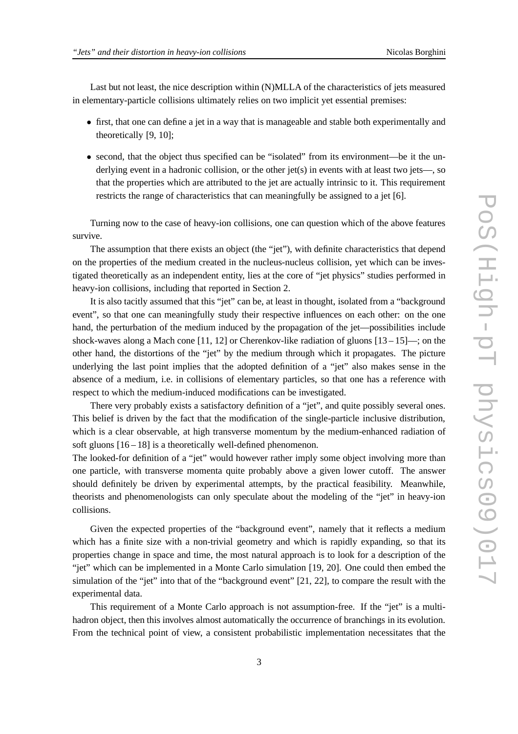Last but not least, the nice description within (N)MLLA of the characteristics of jets measured in elementary-particle collisions ultimately relies on two implicit yet essential premises:

- first, that one can define a jet in a way that is manageable and stable both experimentally and theoretically [9, 10];
- second, that the object thus specified can be "isolated" from its environment—be it the underlying event in a hadronic collision, or the other jet(s) in events with at least two jets—, so that the properties which are attributed to the jet are actually intrinsic to it. This requirement restricts the range of characteristics that can meaningfully be assigned to a jet [6].

Turning now to the case of heavy-ion collisions, one can question which of the above features survive.

The assumption that there exists an object (the "jet"), with definite characteristics that depend on the properties of the medium created in the nucleus-nucleus collision, yet which can be investigated theoretically as an independent entity, lies at the core of "jet physics" studies performed in heavy-ion collisions, including that reported in Section 2.

It is also tacitly assumed that this "jet" can be, at least in thought, isolated from a "background event", so that one can meaningfully study their respective influences on each other: on the one hand, the perturbation of the medium induced by the propagation of the jet—possibilities include shock-waves along a Mach cone [11, 12] or Cherenkov-like radiation of gluons [13 – 15]—; on the other hand, the distortions of the "jet" by the medium through which it propagates. The picture underlying the last point implies that the adopted definition of a "jet" also makes sense in the absence of a medium, i.e. in collisions of elementary particles, so that one has a reference with respect to which the medium-induced modifications can be investigated.

There very probably exists a satisfactory definition of a "jet", and quite possibly several ones. This belief is driven by the fact that the modification of the single-particle inclusive distribution, which is a clear observable, at high transverse momentum by the medium-enhanced radiation of soft gluons [16 – 18] is a theoretically well-defined phenomenon.
The looked-for definition of a "jet" would however rather imply some object involving more than one particle, with transverse momenta quite probably above a given lower cutoff. The answer should definitely be driven by experimental attempts, by the practical feasibility. Meanwhile, theorists and phenomenologists can only speculate about the modeling of the "jet" in heavy-ion collisions.

Given the expected properties of the "background event", namely that it reflects a medium which has a finite size with a non-trivial geometry and which is rapidly expanding, so that its properties change in space and time, the most natural approach is to look for a description of the "jet" which can be implemented in a Monte Carlo simulation [19, 20]. One could then embed the simulation of the "jet" into that of the "background event" [21, 22], to compare the result with the experimental data.

This requirement of a Monte Carlo approach is not assumption-free. If the "jet" is a multi-hadron object, then this involves almost automatically the occurrence of branchings in its evolution. From the technical point of view, a consistent probabilistic implementation necessitates that the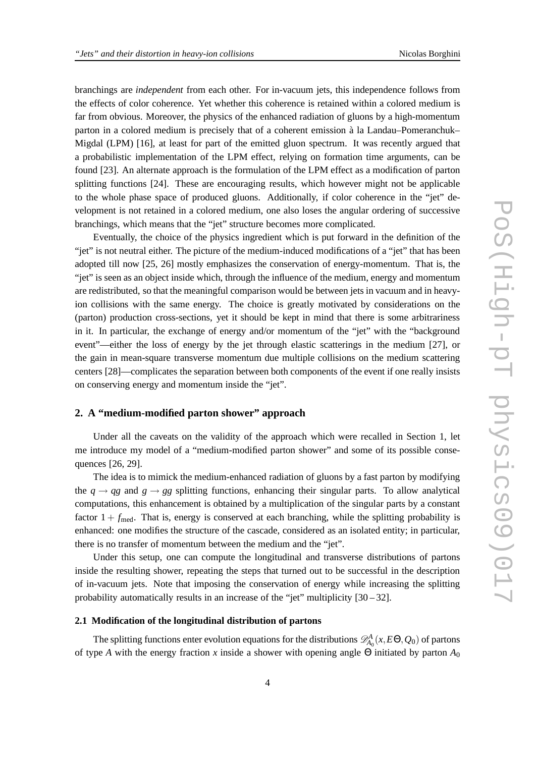branchings are *independent* from each other. For in-vacuum jets, this independence follows from the effects of color coherence. Yet whether this coherence is retained within a colored medium is far from obvious. Moreover, the physics of the enhanced radiation of gluons by a high-momentum parton in a colored medium is precisely that of a coherent emission à la Landau–Pomeranchuk–Migdal (LPM) [16], at least for part of the emitted gluon spectrum. It was recently argued that a probabilistic implementation of the LPM effect, relying on formation time arguments, can be found [23]. An alternate approach is the formulation of the LPM effect as a modification of parton splitting functions [24]. These are encouraging results, which however might not be applicable to the whole phase space of produced gluons. Additionally, if color coherence in the "jet" development is not retained in a colored medium, one also loses the angular ordering of successive branchings, which means that the "jet" structure becomes more complicated.

Eventually, the choice of the physics ingredient which is put forward in the definition of the "jet" is not neutral either. The picture of the medium-induced modifications of a "jet" that has been adopted till now [25, 26] mostly emphasizes the conservation of energy-momentum. That is, the "jet" is seen as an object inside which, through the influence of the medium, energy and momentum are redistributed, so that the meaningful comparison would be between jets in vacuum and in heavy-ion collisions with the same energy. The choice is greatly motivated by considerations on the (parton) production cross-sections, yet it should be kept in mind that there is some arbitrariness in it. In particular, the exchange of energy and/or momentum of the "jet" with the "background event"—either the loss of energy by the jet through elastic scatterings in the medium [27], or the gain in mean-square transverse momentum due multiple collisions on the medium scattering centers [28]—complicates the separation between both components of the event if one really insists on conserving energy and momentum inside the "jet".

## 2. A "medium-modified parton shower" approach

Under all the caveats on the validity of the approach which were recalled in Section 1, let me introduce my model of a "medium-modified parton shower" and some of its possible consequences [26, 29].

The idea is to mimick the medium-enhanced radiation of gluons by a fast parton by modifying the $q \to qg$ and $g \to gg$ splitting functions, enhancing their singular parts. To allow analytical computations, this enhancement is obtained by a multiplication of the singular parts by a constant factor $1 + f_{\text{med}}$. That is, energy is conserved at each branching, while the splitting probability is enhanced: one modifies the structure of the cascade, considered as an isolated entity; in particular, there is no transfer of momentum between the medium and the "jet".

Under this setup, one can compute the longitudinal and transverse distributions of partons inside the resulting shower, repeating the steps that turned out to be successful in the description of in-vacuum jets. Note that imposing the conservation of energy while increasing the splitting probability automatically results in an increase of the "jet" multiplicity [30 – 32].

### 2.1 Modification of the longitudinal distribution of partons

The splitting functions enter evolution equations for the distributions $\mathscr{D}_{A_0}^{A}(x, E\Theta, Q_0)$ of partons of type $A$ with the energy fraction $x$ inside a shower with opening angle $\Theta$ initiated by parton $A_0$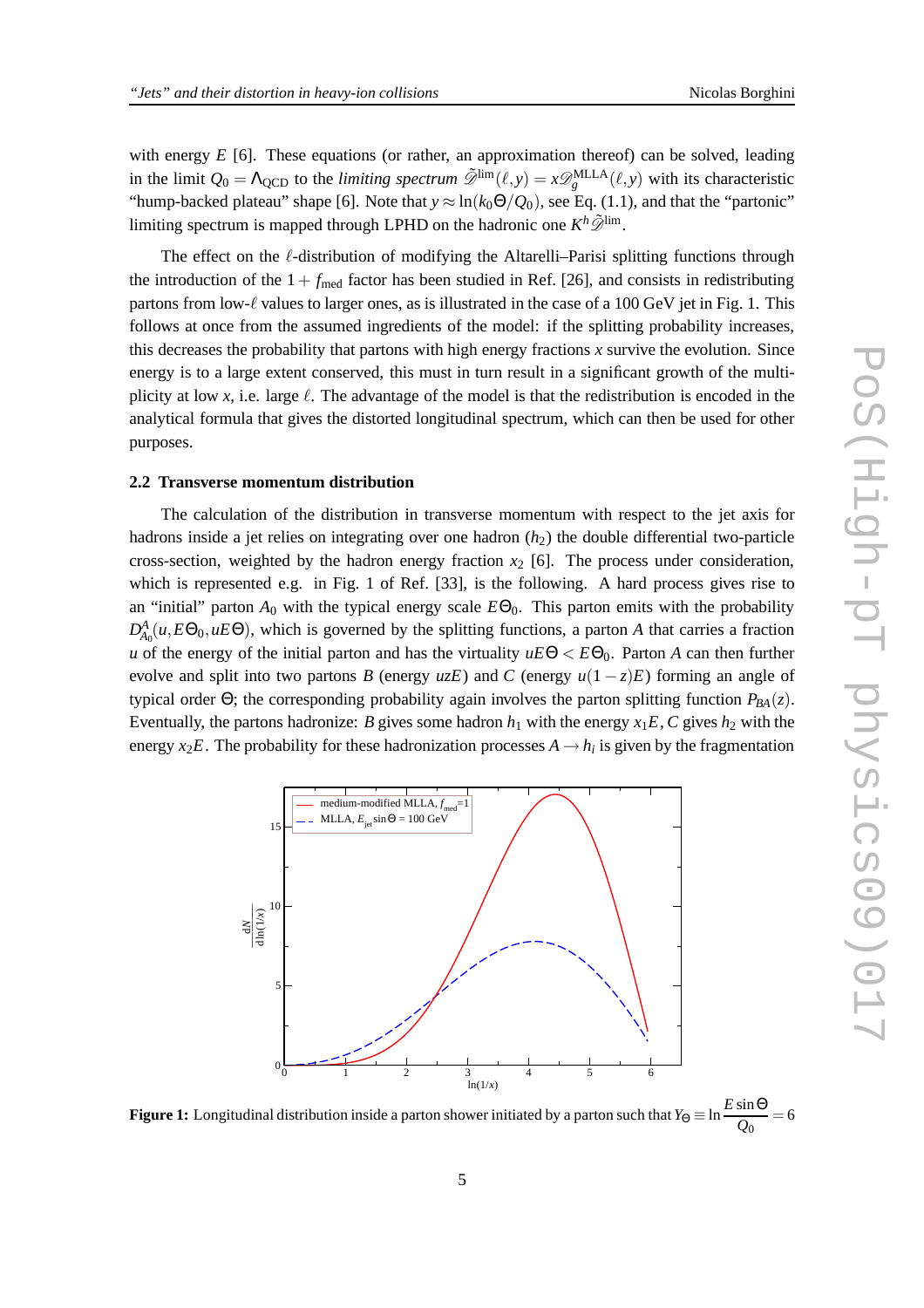with energy $E$ [6]. These equations (or rather, an approximation thereof) can be solved, leading in the limit $Q_0 = \Lambda_{\rm QCD}$ to the *limiting spectrum* $\tilde{\mathscr{D}}^{\rm lim}(\ell,y) = x\mathscr{D}_g^{\rm MLLA}(\ell,y)$ with its characteristic "hump-backed plateau" shape [6]. Note that $y \approx \ln(k_0\Theta/Q_0)$, see Eq. (1.1), and that the "partonic" limiting spectrum is mapped through LPHD on the hadronic one $K^h\tilde{\mathscr{D}}^{\rm lim}$.

The effect on the $\ell$-distribution of modifying the Altarelli–Parisi splitting functions through the introduction of the $1+f_{\rm med}$ factor has been studied in Ref. [26], and consists in redistributing partons from low-$\ell$ values to larger ones, as is illustrated in the case of a 100 GeV jet in Fig. 1. This follows at once from the assumed ingredients of the model: if the splitting probability increases, this decreases the probability that partons with high energy fractions $x$ survive the evolution. Since energy is to a large extent conserved, this must in turn result in a significant growth of the multiplicity at low $x$, i.e. large $\ell$. The advantage of the model is that the redistribution is encoded in the analytical formula that gives the distorted longitudinal spectrum, which can then be used for other purposes.

### 2.2 Transverse momentum distribution

The calculation of the distribution in transverse momentum with respect to the jet axis for hadrons inside a jet relies on integrating over one hadron ($h_2$) the double differential two-particle cross-section, weighted by the hadron energy fraction $x_2$ [6]. The process under consideration, which is represented e.g. in Fig. 1 of Ref. [33], is the following. A hard process gives rise to an "initial" parton $A_0$ with the typical energy scale $E\Theta_0$. This parton emits with the probability $D_{A_0}^A(u,E\Theta_0,uE\Theta)$, which is governed by the splitting functions, a parton $A$ that carries a fraction $u$ of the energy of the initial parton and has the virtuality $uE\Theta < E\Theta_0$. Parton $A$ can then further evolve and split into two partons $B$ (energy $uzE$) and $C$ (energy $u(1-z)E$) forming an angle of typical order $\Theta$; the corresponding probability again involves the parton splitting function $P_{BA}(z)$. Eventually, the partons hadronize: $B$ gives some hadron $h_1$ with the energy $x_1E$, $C$ gives $h_2$ with the energy $x_2E$. The probability for these hadronization processes $A \to h_i$ is given by the fragmentation

**Figure 1:** Longitudinal distribution inside a parton shower initiated by a parton such that $Y_\Theta \equiv \ln\dfrac{E\sin\Theta}{Q_0} = 6$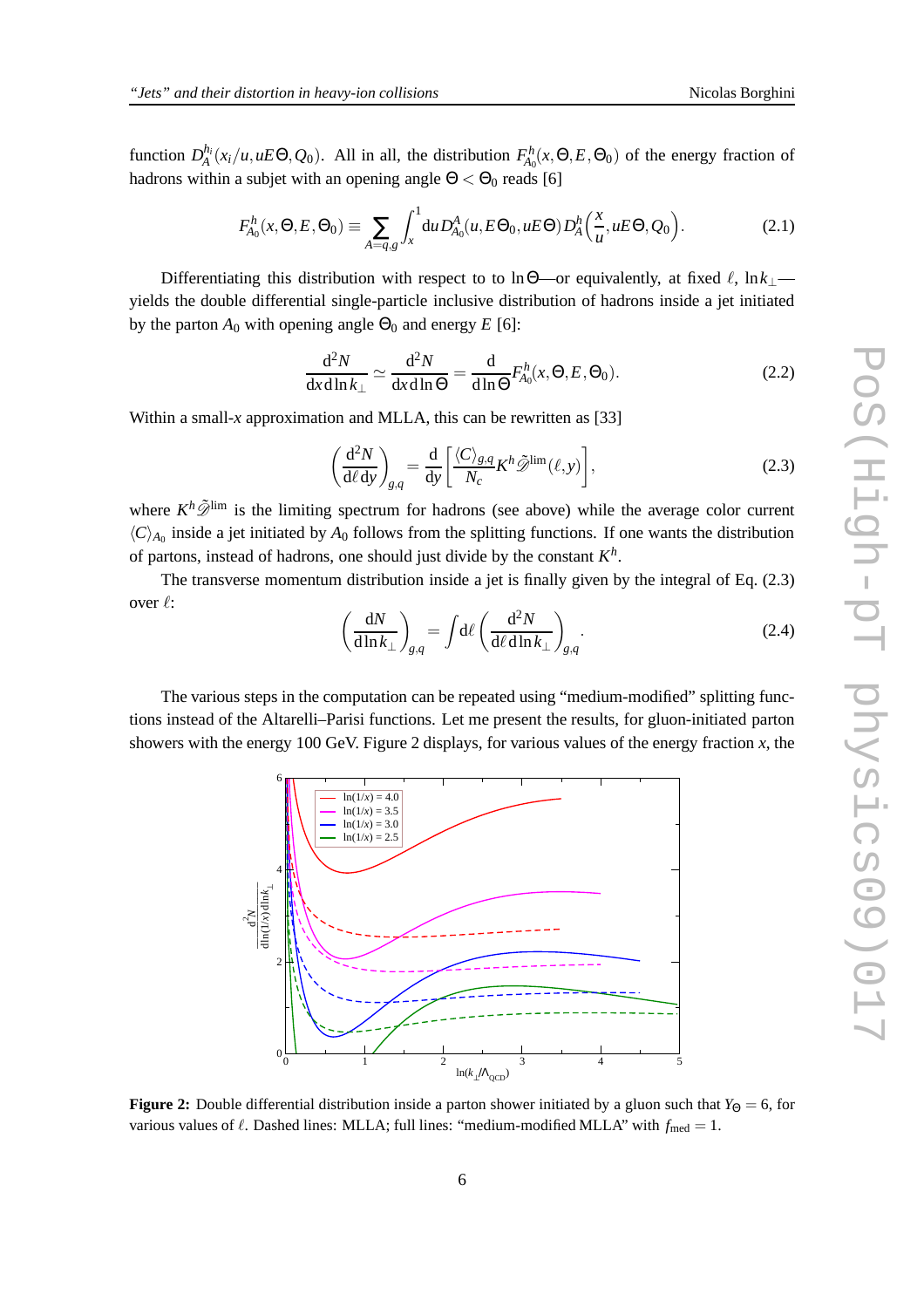function $D_A^{h_i}(x_i/u, uE\Theta, Q_0)$. All in all, the distribution $F_{A_0}^h(x,\Theta,E,\Theta_0)$ of the energy fraction of hadrons within a subjet with an opening angle $\Theta < \Theta_0$ reads [6]

$$F_{A_0}^h(x,\Theta,E,\Theta_0) \equiv \sum_{A=q,g} \int_x^1 \mathrm{d}u\, D_{A_0}^A(u,E\Theta_0,uE\Theta)\, D_A^h\!\left(\frac{x}{u},uE\Theta,Q_0\right). \tag{2.1}$$

Differentiating this distribution with respect to to $\ln\Theta$—or equivalently, at fixed $\ell$, $\ln k_\perp$—yields the double differential single-particle inclusive distribution of hadrons inside a jet initiated by the parton $A_0$ with opening angle $\Theta_0$ and energy $E$ [6]:

$$\frac{\mathrm{d}^2N}{\mathrm{d}x\,\mathrm{d}\ln k_\perp} \simeq \frac{\mathrm{d}^2N}{\mathrm{d}x\,\mathrm{d}\ln\Theta} = \frac{\mathrm{d}}{\mathrm{d}\ln\Theta} F_{A_0}^h(x,\Theta,E,\Theta_0). \tag{2.2}$$

Within a small-$x$ approximation and MLLA, this can be rewritten as [33]

$$\left(\frac{\mathrm{d}^2N}{\mathrm{d}\ell\,\mathrm{d}y}\right)_{g,q} = \frac{\mathrm{d}}{\mathrm{d}y}\left[\frac{\langle C\rangle_{g,q}}{N_c} K^h \tilde{\mathscr{D}}^{\lim}(\ell,y)\right], \tag{2.3}$$

where $K^h\tilde{\mathscr{D}}^{\lim}$ is the limiting spectrum for hadrons (see above) while the average color current $\langle C\rangle_{A_0}$ inside a jet initiated by $A_0$ follows from the splitting functions. If one wants the distribution of partons, instead of hadrons, one should just divide by the constant $K^h$.

The transverse momentum distribution inside a jet is finally given by the integral of Eq. (2.3) over $\ell$:

$$\left(\frac{\mathrm{d}N}{\mathrm{d}\ln k_\perp}\right)_{g,q} = \int \mathrm{d}\ell \left(\frac{\mathrm{d}^2N}{\mathrm{d}\ell\,\mathrm{d}\ln k_\perp}\right)_{g,q}. \tag{2.4}$$

The various steps in the computation can be repeated using "medium-modified" splitting functions instead of the Altarelli–Parisi functions. Let me present the results, for gluon-initiated parton showers with the energy 100 GeV. Figure 2 displays, for various values of the energy fraction $x$, the

**Figure 2:** Double differential distribution inside a parton shower initiated by a gluon such that $Y_\Theta = 6$, for various values of $\ell$. Dashed lines: MLLA; full lines: "medium-modified MLLA" with $f_{\rm med} = 1$.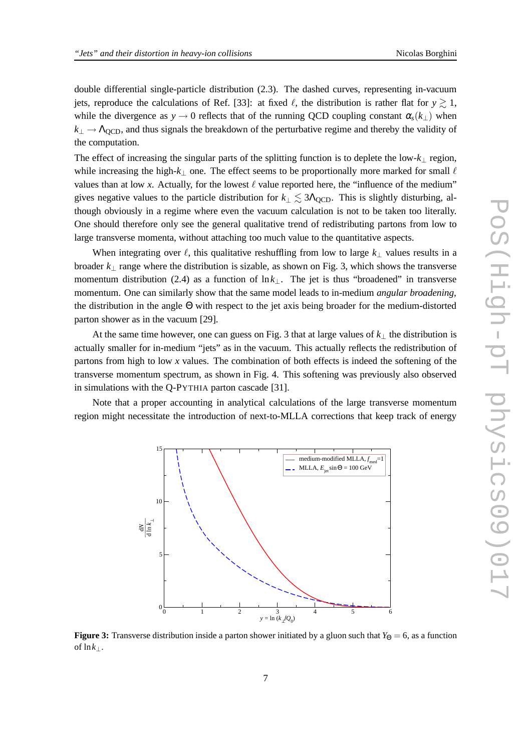double differential single-particle distribution (2.3). The dashed curves, representing in-vacuum jets, reproduce the calculations of Ref. [33]: at fixed $\ell$, the distribution is rather flat for $y \gtrsim 1$, while the divergence as $y \to 0$ reflects that of the running QCD coupling constant $\alpha_s(k_\perp)$ when $k_\perp \to \Lambda_{\rm QCD}$, and thus signals the breakdown of the perturbative regime and thereby the validity of the computation.

The effect of increasing the singular parts of the splitting function is to deplete the low-$k_\perp$ region, while increasing the high-$k_\perp$ one. The effect seems to be proportionally more marked for small $\ell$ values than at low $x$. Actually, for the lowest $\ell$ value reported here, the "influence of the medium" gives negative values to the particle distribution for $k_\perp \lesssim 3\Lambda_{\rm QCD}$. This is slightly disturbing, although obviously in a regime where even the vacuum calculation is not to be taken too literally. One should therefore only see the general qualitative trend of redistributing partons from low to large transverse momenta, without attaching too much value to the quantitative aspects.

When integrating over $\ell$, this qualitative reshuffling from low to large $k_\perp$ values results in a broader $k_\perp$ range where the distribution is sizable, as shown on Fig. 3, which shows the transverse momentum distribution (2.4) as a function of $\ln k_\perp$. The jet is thus "broadened" in transverse momentum. One can similarly show that the same model leads to in-medium *angular broadening*, the distribution in the angle $\Theta$ with respect to the jet axis being broader for the medium-distorted parton shower as in the vacuum [29].

At the same time however, one can guess on Fig. 3 that at large values of $k_\perp$ the distribution is actually smaller for in-medium "jets" as in the vacuum. This actually reflects the redistribution of partons from high to low $x$ values. The combination of both effects is indeed the softening of the transverse momentum spectrum, as shown in Fig. 4. This softening was previously also observed in simulations with the Q-PYTHIA parton cascade [31].

Note that a proper accounting in analytical calculations of the large transverse momentum region might necessitate the introduction of next-to-MLLA corrections that keep track of energy

**Figure 3:** Transverse distribution inside a parton shower initiated by a gluon such that $Y_\Theta = 6$, as a function of $\ln k_\perp$.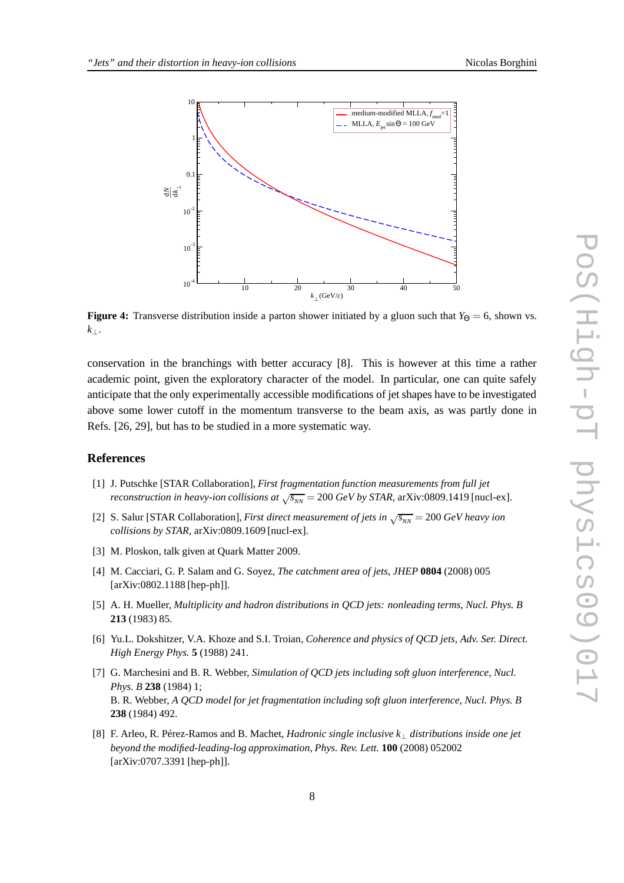**Figure 4:** Transverse distribution inside a parton shower initiated by a gluon such that $Y_\Theta = 6$, shown vs. $k_\perp$.

conservation in the branchings with better accuracy [8]. This is however at this time a rather academic point, given the exploratory character of the model. In particular, one can quite safely anticipate that the only experimentally accessible modifications of jet shapes have to be investigated above some lower cutoff in the momentum transverse to the beam axis, as was partly done in Refs. [26, 29], but has to be studied in a more systematic way.

## References

[1] J. Putschke [STAR Collaboration], *First fragmentation function measurements from full jet reconstruction in heavy-ion collisions at* $\sqrt{s_{NN}} = 200$ *GeV by STAR*, arXiv:0809.1419 [nucl-ex].

[2] S. Salur [STAR Collaboration], *First direct measurement of jets in* $\sqrt{s_{NN}} = 200$ *GeV heavy ion collisions by STAR*, arXiv:0809.1609 [nucl-ex].

[3] M. Ploskon, talk given at Quark Matter 2009.

[4] M. Cacciari, G. P. Salam and G. Soyez, *The catchment area of jets*, *JHEP* **0804** (2008) 005 [arXiv:0802.1188 [hep-ph]].

[5] A. H. Mueller, *Multiplicity and hadron distributions in QCD jets: nonleading terms*, *Nucl. Phys. B* **213** (1983) 85.

[6] Yu.L. Dokshitzer, V.A. Khoze and S.I. Troian, *Coherence and physics of QCD jets*, *Adv. Ser. Direct. High Energy Phys.* **5** (1988) 241.

[7] G. Marchesini and B. R. Webber, *Simulation of QCD jets including soft gluon interference*, *Nucl. Phys. B* **238** (1984) 1;
B. R. Webber, *A QCD model for jet fragmentation including soft gluon interference*, *Nucl. Phys. B* **238** (1984) 492.

[8] F. Arleo, R. Pérez-Ramos and B. Machet, *Hadronic single inclusive* $k_\perp$ *distributions inside one jet beyond the modified-leading-log approximation*, *Phys. Rev. Lett.* **100** (2008) 052002 [arXiv:0707.3391 [hep-ph]].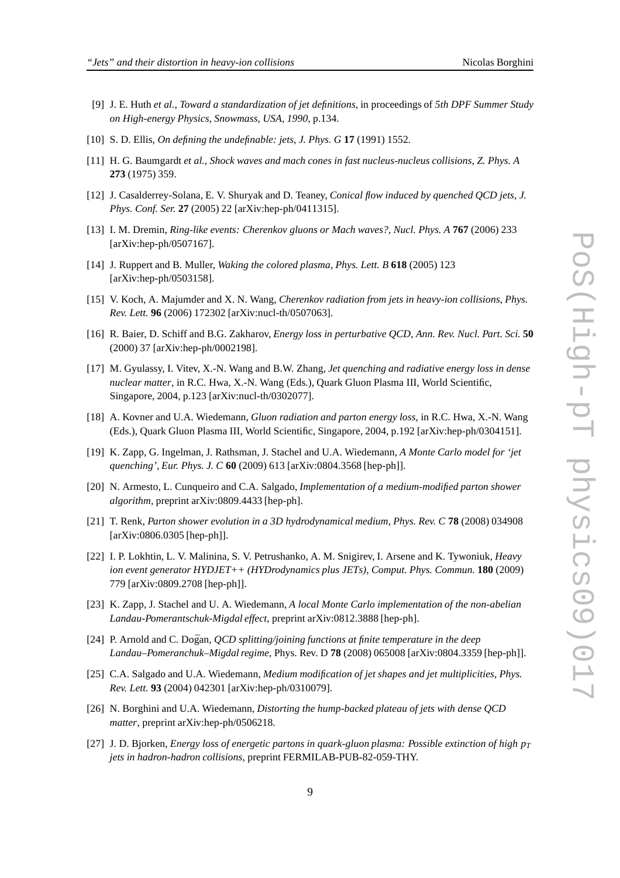[9] J. E. Huth *et al.*, *Toward a standardization of jet definitions*, in proceedings of *5th DPF Summer Study on High-energy Physics, Snowmass, USA, 1990*, p.134.

[10] S. D. Ellis, *On defining the undefinable: jets*, *J. Phys. G* **17** (1991) 1552.

[11] H. G. Baumgardt *et al.*, *Shock waves and mach cones in fast nucleus-nucleus collisions*, *Z. Phys. A* **273** (1975) 359.

[12] J. Casalderrey-Solana, E. V. Shuryak and D. Teaney, *Conical flow induced by quenched QCD jets*, *J. Phys. Conf. Ser.* **27** (2005) 22 [arXiv:hep-ph/0411315].

[13] I. M. Dremin, *Ring-like events: Cherenkov gluons or Mach waves?*, *Nucl. Phys. A* **767** (2006) 233 [arXiv:hep-ph/0507167].

[14] J. Ruppert and B. Muller, *Waking the colored plasma*, *Phys. Lett. B* **618** (2005) 123 [arXiv:hep-ph/0503158].

[15] V. Koch, A. Majumder and X. N. Wang, *Cherenkov radiation from jets in heavy-ion collisions*, *Phys. Rev. Lett.* **96** (2006) 172302 [arXiv:nucl-th/0507063].

[16] R. Baier, D. Schiff and B.G. Zakharov, *Energy loss in perturbative QCD*, *Ann. Rev. Nucl. Part. Sci.* **50** (2000) 37 [arXiv:hep-ph/0002198].

[17] M. Gyulassy, I. Vitev, X.-N. Wang and B.W. Zhang, *Jet quenching and radiative energy loss in dense nuclear matter*, in R.C. Hwa, X.-N. Wang (Eds.), Quark Gluon Plasma III, World Scientific, Singapore, 2004, p.123 [arXiv:nucl-th/0302077].

[18] A. Kovner and U.A. Wiedemann, *Gluon radiation and parton energy loss*, in R.C. Hwa, X.-N. Wang (Eds.), Quark Gluon Plasma III, World Scientific, Singapore, 2004, p.192 [arXiv:hep-ph/0304151].

[19] K. Zapp, G. Ingelman, J. Rathsman, J. Stachel and U.A. Wiedemann, *A Monte Carlo model for 'jet quenching'*, *Eur. Phys. J. C* **60** (2009) 613 [arXiv:0804.3568 [hep-ph]].

[20] N. Armesto, L. Cunqueiro and C.A. Salgado, *Implementation of a medium-modified parton shower algorithm*, preprint arXiv:0809.4433 [hep-ph].

[21] T. Renk, *Parton shower evolution in a 3D hydrodynamical medium*, *Phys. Rev. C* **78** (2008) 034908 [arXiv:0806.0305 [hep-ph]].

[22] I. P. Lokhtin, L. V. Malinina, S. V. Petrushanko, A. M. Snigirev, I. Arsene and K. Tywoniuk, *Heavy ion event generator HYDJET++ (HYDrodynamics plus JETs)*, *Comput. Phys. Commun.* **180** (2009) 779 [arXiv:0809.2708 [hep-ph]].

[23] K. Zapp, J. Stachel and U. A. Wiedemann, *A local Monte Carlo implementation of the non-abelian Landau-Pomerantschuk-Migdal effect*, preprint arXiv:0812.3888 [hep-ph].

[24] P. Arnold and C. Doḡan, *QCD splitting/joining functions at finite temperature in the deep Landau–Pomeranchuk–Migdal regime*, Phys. Rev. D **78** (2008) 065008 [arXiv:0804.3359 [hep-ph]].

[25] C.A. Salgado and U.A. Wiedemann, *Medium modification of jet shapes and jet multiplicities*, *Phys. Rev. Lett.* **93** (2004) 042301 [arXiv:hep-ph/0310079].

[26] N. Borghini and U.A. Wiedemann, *Distorting the hump-backed plateau of jets with dense QCD matter*, preprint arXiv:hep-ph/0506218.

[27] J. D. Bjorken, *Energy loss of energetic partons in quark-gluon plasma: Possible extinction of high $p_T$ jets in hadron-hadron collisions*, preprint FERMILAB-PUB-82-059-THY.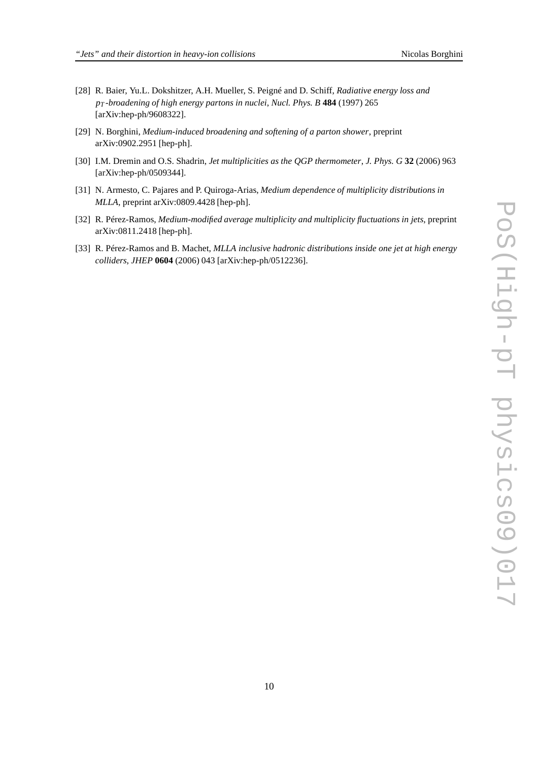[28] R. Baier, Yu.L. Dokshitzer, A.H. Mueller, S. Peigné and D. Schiff, *Radiative energy loss and $p_T$-broadening of high energy partons in nuclei*, *Nucl. Phys. B* **484** (1997) 265 [arXiv:hep-ph/9608322].

[29] N. Borghini, *Medium-induced broadening and softening of a parton shower*, preprint arXiv:0902.2951 [hep-ph].

[30] I.M. Dremin and O.S. Shadrin, *Jet multiplicities as the QGP thermometer*, *J. Phys. G* **32** (2006) 963 [arXiv:hep-ph/0509344].

[31] N. Armesto, C. Pajares and P. Quiroga-Arias, *Medium dependence of multiplicity distributions in MLLA*, preprint arXiv:0809.4428 [hep-ph].

[32] R. Pérez-Ramos, *Medium-modified average multiplicity and multiplicity fluctuations in jets*, preprint arXiv:0811.2418 [hep-ph].

[33] R. Pérez-Ramos and B. Machet, *MLLA inclusive hadronic distributions inside one jet at high energy colliders*, *JHEP* **0604** (2006) 043 [arXiv:hep-ph/0512236].